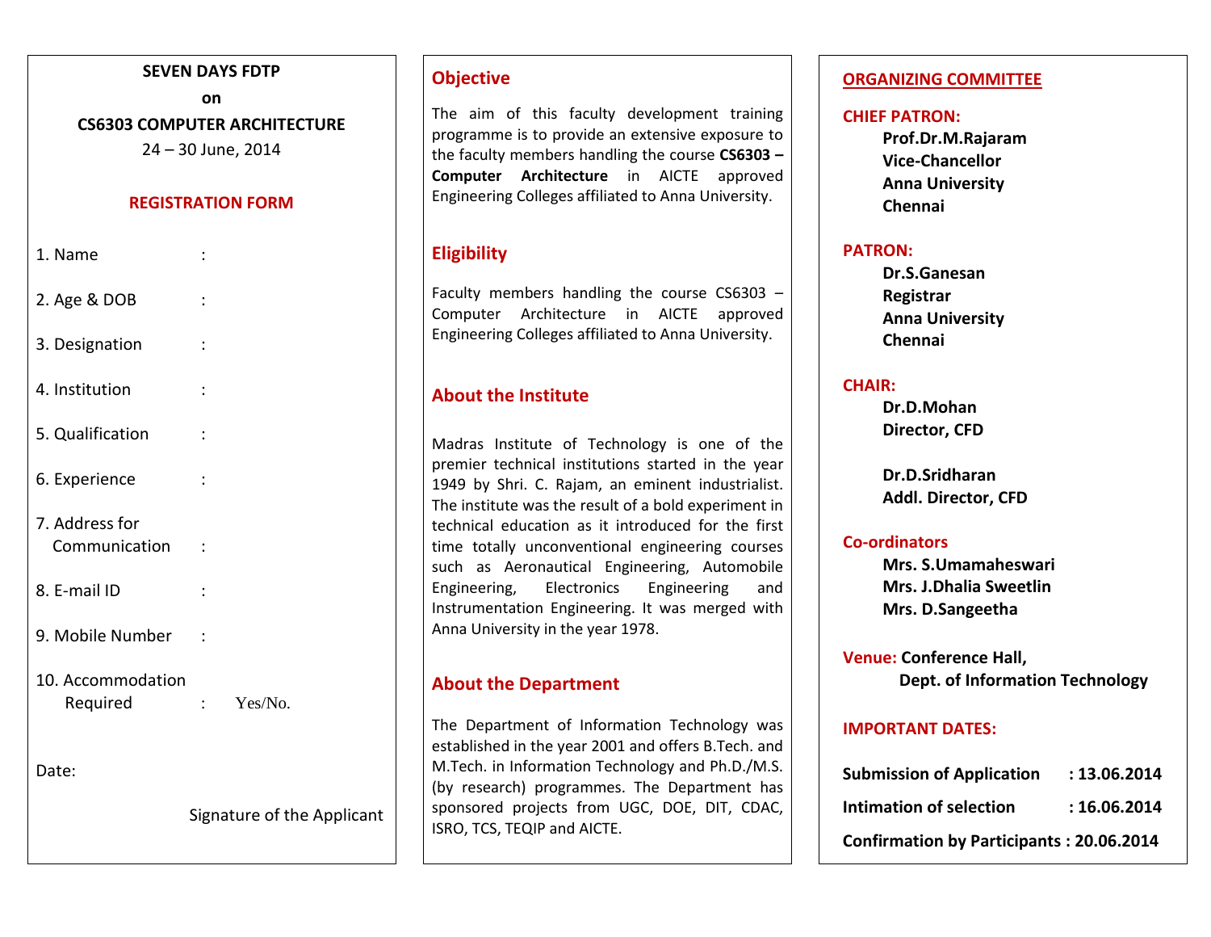**SEVEN DAYS FDTP**

**on**

**CS6303 COMPUTER ARCHITECTURE**

24 – 30 June, 2014

## REGISTRATION FORM

1. Name :
2. Age & DOB :
3. Designation :
4. Institution :
5. Qualification :
6. Experience :
7. Address for Communication :
8. E-mail ID :
9. Mobile Number :
10. Accommodation Required : Yes/No.

Date:

Signature of the Applicant

## Objective

The aim of this faculty development training programme is to provide an extensive exposure to the faculty members handling the course **CS6303 – Computer Architecture** in AICTE approved Engineering Colleges affiliated to Anna University.

## Eligibility

Faculty members handling the course CS6303 – Computer Architecture in AICTE approved Engineering Colleges affiliated to Anna University.

## About the Institute

Madras Institute of Technology is one of the premier technical institutions started in the year 1949 by Shri. C. Rajam, an eminent industrialist. The institute was the result of a bold experiment in technical education as it introduced for the first time totally unconventional engineering courses such as Aeronautical Engineering, Automobile Engineering, Electronics Engineering and Instrumentation Engineering. It was merged with Anna University in the year 1978.

## About the Department

The Department of Information Technology was established in the year 2001 and offers B.Tech. and M.Tech. in Information Technology and Ph.D./M.S. (by research) programmes. The Department has sponsored projects from UGC, DOE, DIT, CDAC, ISRO, TCS, TEQIP and AICTE.

## ORGANIZING COMMITTEE

**CHIEF PATRON:**

**Prof.Dr.M.Rajaram**
**Vice-Chancellor**
**Anna University**
**Chennai**

**PATRON:**

**Dr.S.Ganesan**
**Registrar**
**Anna University**
**Chennai**

**CHAIR:**

**Dr.D.Mohan**
**Director, CFD**

**Dr.D.Sridharan**
**Addl. Director, CFD**

**Co-ordinators**

**Mrs. S.Umamaheswari**
**Mrs. J.Dhalia Sweetlin**
**Mrs. D.Sangeetha**

**Venue:** **Conference Hall, Dept. of Information Technology**

**IMPORTANT DATES:**

**Submission of Application : 13.06.2014**

**Intimation of selection : 16.06.2014**

**Confirmation by Participants : 20.06.2014**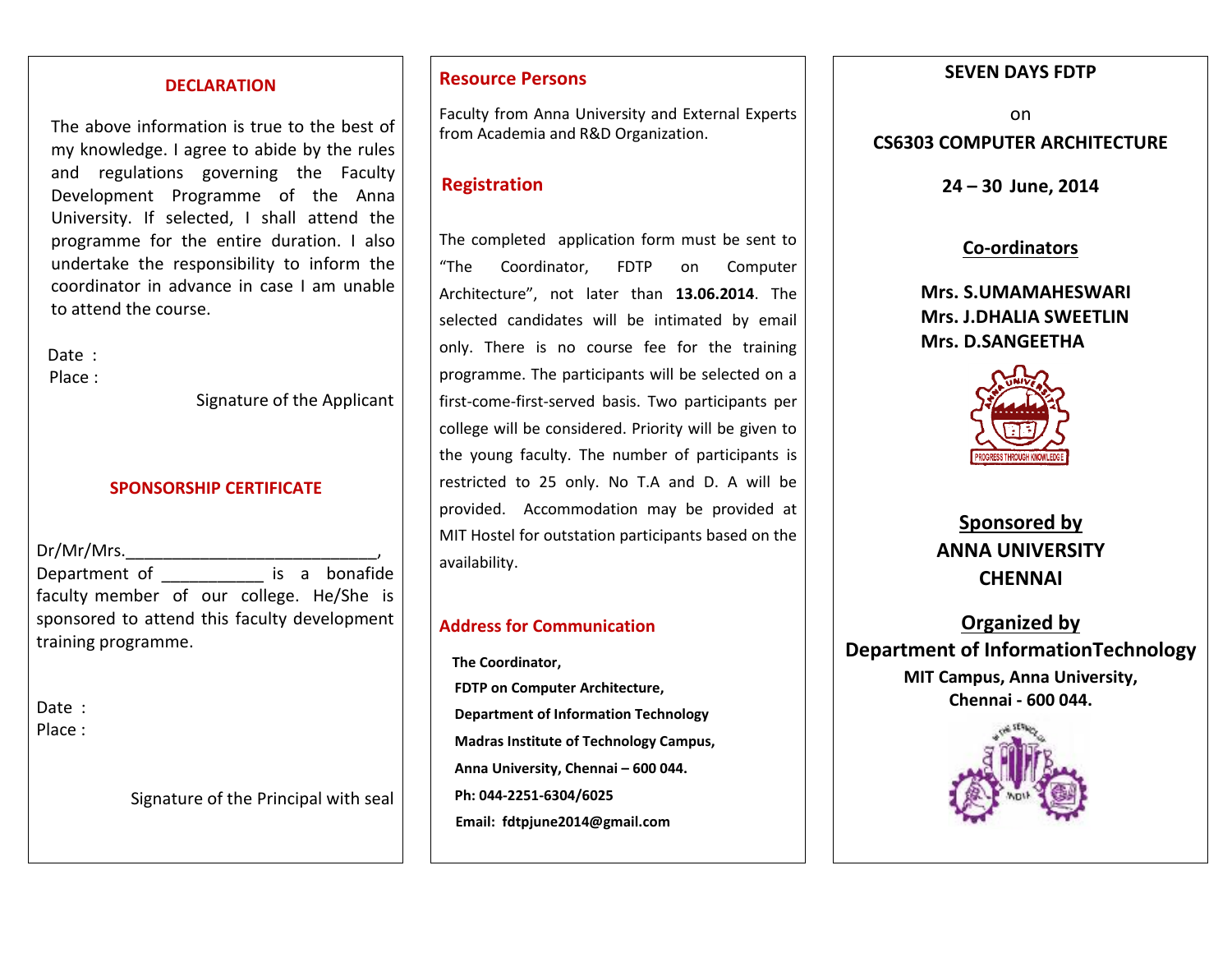## DECLARATION

The above information is true to the best of my knowledge. I agree to abide by the rules and regulations governing the Faculty Development Programme of the Anna University. If selected, I shall attend the programme for the entire duration. I also undertake the responsibility to inform the coordinator in advance in case I am unable to attend the course.

Date :

Place :

Signature of the Applicant

## SPONSORSHIP CERTIFICATE

Dr/Mr/Mrs.___________________________, Department of ___________ is a bonafide faculty member of our college. He/She is sponsored to attend this faculty development training programme.

Date :

Place :

Signature of the Principal with seal

## Resource Persons

Faculty from Anna University and External Experts from Academia and R&D Organization.

## Registration

The completed application form must be sent to "The Coordinator, FDTP on Computer Architecture", not later than **13.06.2014**. The selected candidates will be intimated by email only. There is no course fee for the training programme. The participants will be selected on a first-come-first-served basis. Two participants per college will be considered. Priority will be given to the young faculty. The number of participants is restricted to 25 only. No T.A and D. A will be provided. Accommodation may be provided at MIT Hostel for outstation participants based on the availability.

## Address for Communication

**The Coordinator,**
**FDTP on Computer Architecture,**
**Department of Information Technology**
**Madras Institute of Technology Campus,**
**Anna University, Chennai – 600 044.**
**Ph: 044-2251-6304/6025**
**Email: fdtpjune2014@gmail.com**

**SEVEN DAYS FDTP**

on

**CS6303 COMPUTER ARCHITECTURE**

**24 – 30 June, 2014**

**Co-ordinators**

**Mrs. S.UMAMAHESWARI**
**Mrs. J.DHALIA SWEETLIN**
**Mrs. D.SANGEETHA**

**Sponsored by**
**ANNA UNIVERSITY**
**CHENNAI**

**Organized by**
**Department of InformationTechnology**
**MIT Campus, Anna University,**
**Chennai - 600 044.**